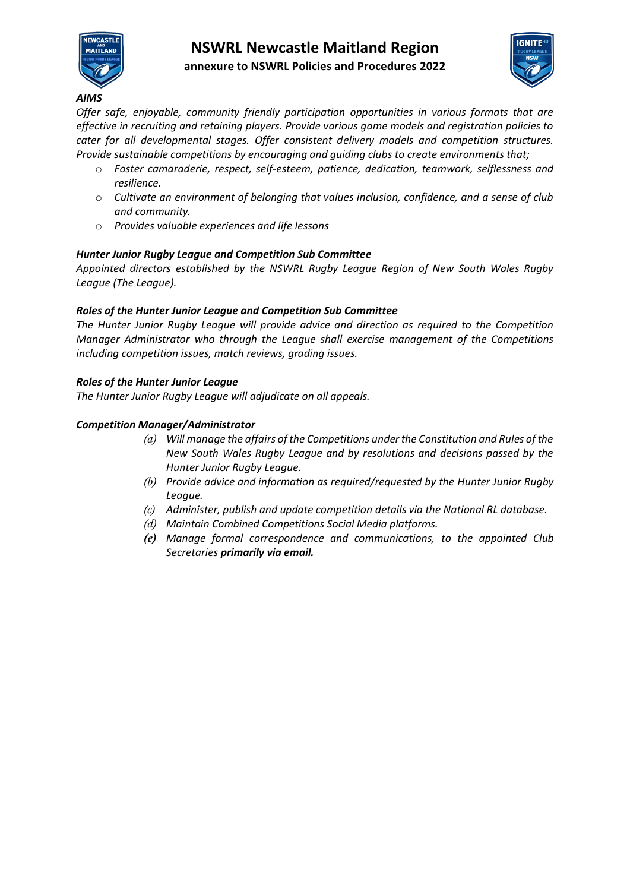# NSWRL Newcastle Maitland Region

**annexure to NSWRL Policies and Procedures 2022**

***AIMS***

*Offer safe, enjoyable, community friendly participation opportunities in various formats that are effective in recruiting and retaining players. Provide various game models and registration policies to cater for all developmental stages. Offer consistent delivery models and competition structures. Provide sustainable competitions by encouraging and guiding clubs to create environments that;*

- *Foster camaraderie, respect, self-esteem, patience, dedication, teamwork, selflessness and resilience.*
- *Cultivate an environment of belonging that values inclusion, confidence, and a sense of club and community.*
- *Provides valuable experiences and life lessons*

***Hunter Junior Rugby League and Competition Sub Committee***

*Appointed directors established by the NSWRL Rugby League Region of New South Wales Rugby League (The League).*

***Roles of the Hunter Junior League and Competition Sub Committee***

*The Hunter Junior Rugby League will provide advice and direction as required to the Competition Manager Administrator who through the League shall exercise management of the Competitions including competition issues, match reviews, grading issues.*

***Roles of the Hunter Junior League***

*The Hunter Junior Rugby League will adjudicate on all appeals.*

***Competition Manager/Administrator***

*(a) Will manage the affairs of the Competitions under the Constitution and Rules of the New South Wales Rugby League and by resolutions and decisions passed by the Hunter Junior Rugby League.*

*(b) Provide advice and information as required/requested by the Hunter Junior Rugby League.*

*(c) Administer, publish and update competition details via the National RL database.*

*(d) Maintain Combined Competitions Social Media platforms.*

***(e)*** *Manage formal correspondence and communications, to the appointed Club Secretaries* ***primarily via email.***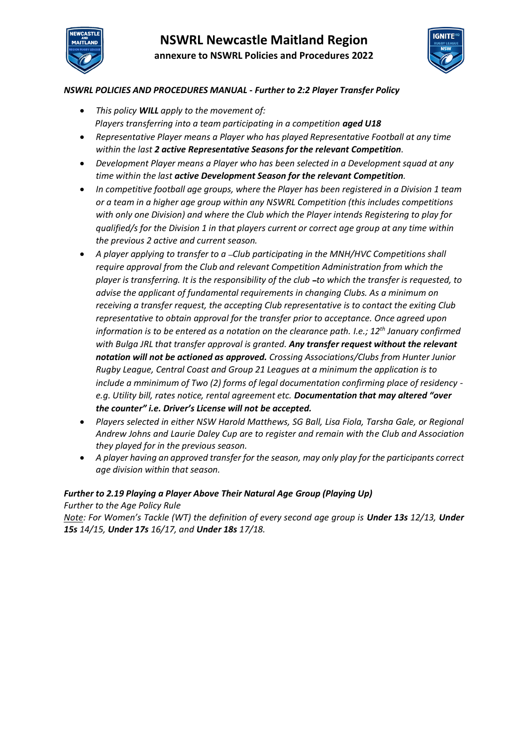# NSWRL Newcastle Maitland Region

**annexure to NSWRL Policies and Procedures 2022**

***NSWRL POLICIES AND PROCEDURES MANUAL - Further to 2:2 Player Transfer Policy***

- *This policy **WILL** apply to the movement of:*
  *Players transferring into a team participating in a competition **aged U18***
- *Representative Player means a Player who has played Representative Football at any time within the last **2 active Representative Seasons for the relevant Competition**.*
- *Development Player means a Player who has been selected in a Development squad at any time within the last **active Development Season for the relevant Competition**.*
- *In competitive football age groups, where the Player has been registered in a Division 1 team or a team in a higher age group within any NSWRL Competition (this includes competitions with only one Division) and where the Club which the Player intends Registering to play for qualified/s for the Division 1 in that players current or correct age group at any time within the previous 2 active and current season.*
- *A player applying to transfer to a Club participating in the MNH/HVC Competitions shall require approval from the Club and relevant Competition Administration from which the player is transferring. It is the responsibility of the club to which the transfer is requested, to advise the applicant of fundamental requirements in changing Clubs. As a minimum on receiving a transfer request, the accepting Club representative is to contact the exiting Club representative to obtain approval for the transfer prior to acceptance. Once agreed upon information is to be entered as a notation on the clearance path. I.e.; 12th January confirmed with Bulga JRL that transfer approval is granted. **Any transfer request without the relevant notation will not be actioned as approved.** Crossing Associations/Clubs from Hunter Junior Rugby League, Central Coast and Group 21 Leagues at a minimum the application is to include a mminimum of Two (2) forms of legal documentation confirming place of residency - e.g. Utility bill, rates notice, rental agreement etc. **Documentation that may altered "over the counter" i.e. Driver's License will not be accepted.***
- *Players selected in either NSW Harold Matthews, SG Ball, Lisa Fiola, Tarsha Gale, or Regional Andrew Johns and Laurie Daley Cup are to register and remain with the Club and Association they played for in the previous season.*
- *A player having an approved transfer for the season, may only play for the participants correct age division within that season.*

***Further to 2.19 Playing a Player Above Their Natural Age Group (Playing Up)***

*Further to the Age Policy Rule*

*<u>Note</u>: For Women's Tackle (WT) the definition of every second age group is **Under 13s** 12/13, **Under 15s** 14/15, **Under 17s** 16/17, and **Under 18s** 17/18.*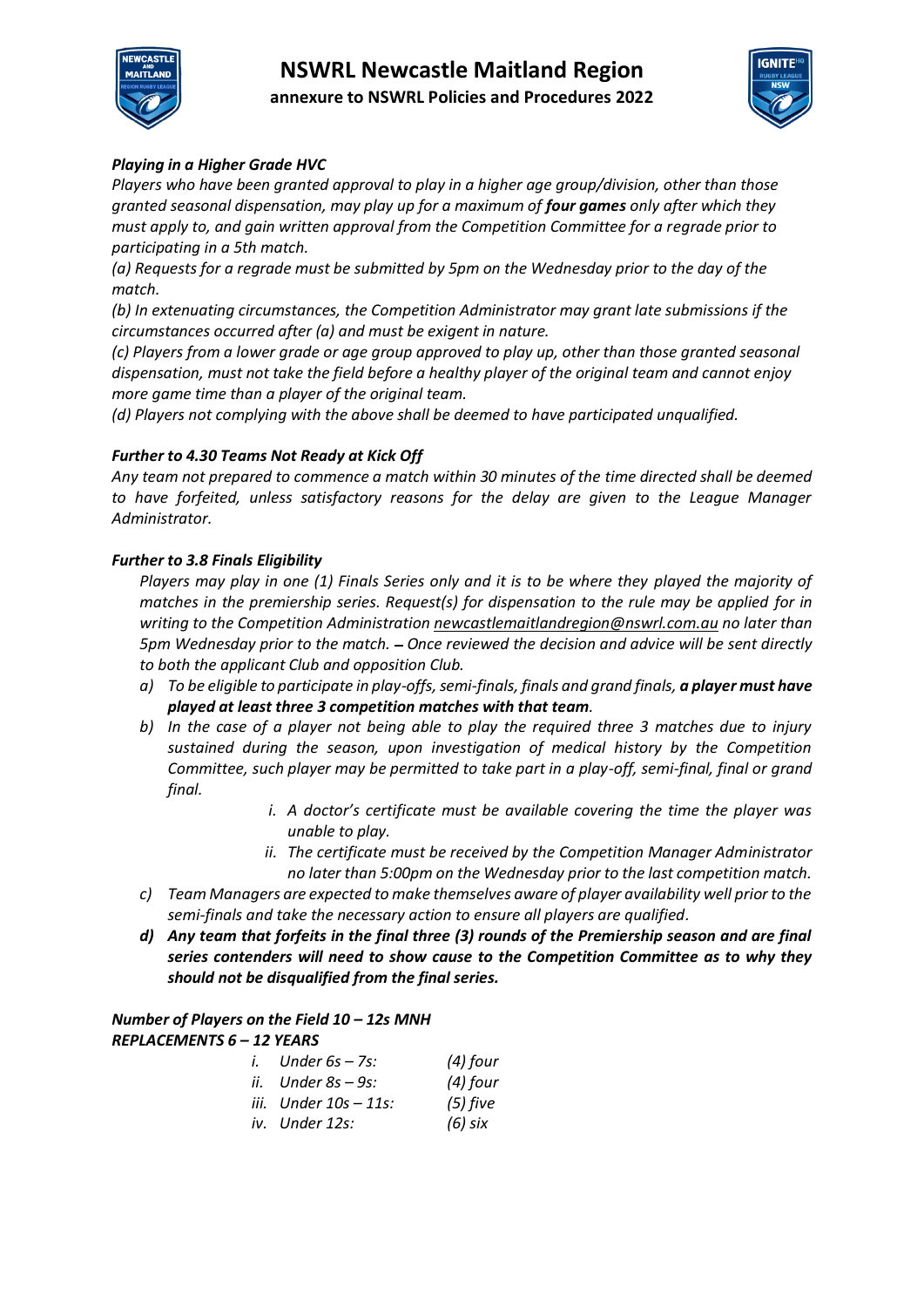*Playing in a Higher Grade HVC*

*Players who have been granted approval to play in a higher age group/division, other than those granted seasonal dispensation, may play up for a maximum of **four games** only after which they must apply to, and gain written approval from the Competition Committee for a regrade prior to participating in a 5th match.*

*(a) Requests for a regrade must be submitted by 5pm on the Wednesday prior to the day of the match.*

*(b) In extenuating circumstances, the Competition Administrator may grant late submissions if the circumstances occurred after (a) and must be exigent in nature.*

*(c) Players from a lower grade or age group approved to play up, other than those granted seasonal dispensation, must not take the field before a healthy player of the original team and cannot enjoy more game time than a player of the original team.*

*(d) Players not complying with the above shall be deemed to have participated unqualified.*

***Further to 4.30 Teams Not Ready at Kick Off***

*Any team not prepared to commence a match within 30 minutes of the time directed shall be deemed to have forfeited, unless satisfactory reasons for the delay are given to the League Manager Administrator.*

***Further to 3.8 Finals Eligibility***

*Players may play in one (1) Finals Series only and it is to be where they played the majority of matches in the premiership series. Request(s) for dispensation to the rule may be applied for in writing to the Competition Administration newcastlemaitlandregion@nswrl.com.au no later than 5pm Wednesday prior to the match. – Once reviewed the decision and advice will be sent directly to both the applicant Club and opposition Club.*

a) *To be eligible to participate in play-offs, semi-finals, finals and grand finals, **a player must have played at least three 3 competition matches with that team**.*
b) *In the case of a player not being able to play the required three 3 matches due to injury sustained during the season, upon investigation of medical history by the Competition Committee, such player may be permitted to take part in a play-off, semi-final, final or grand final.*
    i. *A doctor's certificate must be available covering the time the player was unable to play.*
    ii. *The certificate must be received by the Competition Manager Administrator no later than 5:00pm on the Wednesday prior to the last competition match.*
c) *Team Managers are expected to make themselves aware of player availability well prior to the semi-finals and take the necessary action to ensure all players are qualified.*
d) ***Any team that forfeits in the final three (3) rounds of the Premiership season and are final series contenders will need to show cause to the Competition Committee as to why they should not be disqualified from the final series.***

***Number of Players on the Field 10 – 12s MNH***
***REPLACEMENTS 6 – 12 YEARS***

i. *Under 6s – 7s: (4) four*
ii. *Under 8s – 9s: (4) four*
iii. *Under 10s – 11s: (5) five*
iv. *Under 12s: (6) six*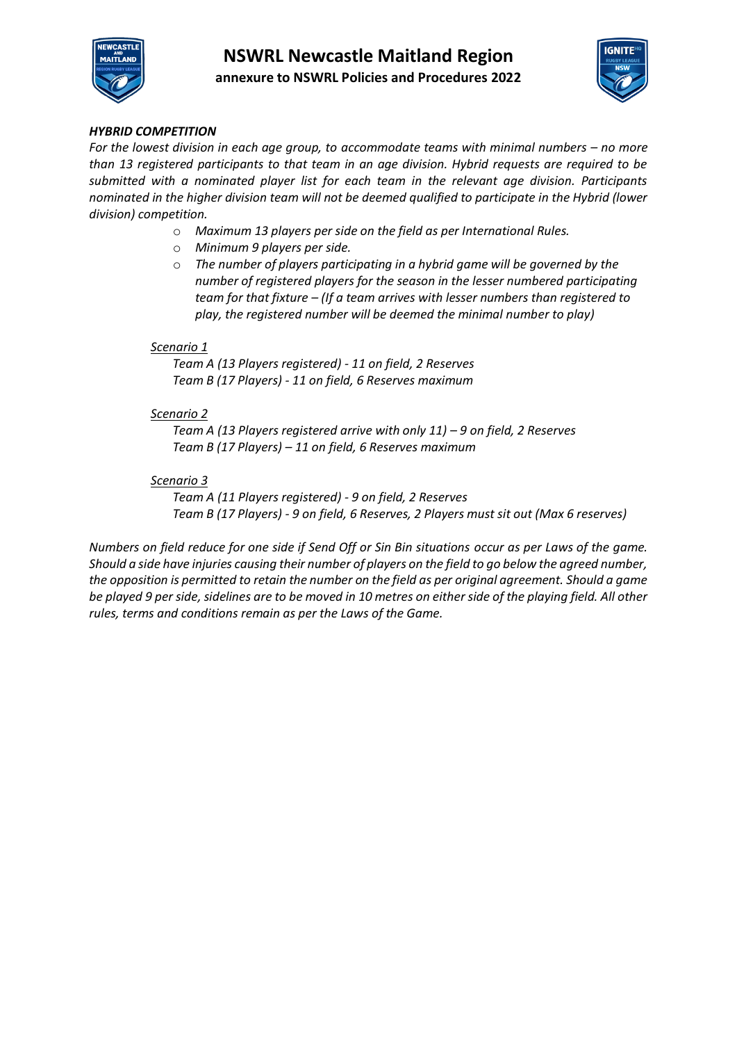***HYBRID COMPETITION***

*For the lowest division in each age group, to accommodate teams with minimal numbers – no more than 13 registered participants to that team in an age division. Hybrid requests are required to be submitted with a nominated player list for each team in the relevant age division. Participants nominated in the higher division team will not be deemed qualified to participate in the Hybrid (lower division) competition.*

- *Maximum 13 players per side on the field as per International Rules.*
- *Minimum 9 players per side.*
- *The number of players participating in a hybrid game will be governed by the number of registered players for the season in the lesser numbered participating team for that fixture – (If a team arrives with lesser numbers than registered to play, the registered number will be deemed the minimal number to play)*

*Scenario 1*

*Team A (13 Players registered) - 11 on field, 2 Reserves*
*Team B (17 Players) - 11 on field, 6 Reserves maximum*

*Scenario 2*

*Team A (13 Players registered arrive with only 11) – 9 on field, 2 Reserves*
*Team B (17 Players) – 11 on field, 6 Reserves maximum*

*Scenario 3*

*Team A (11 Players registered) - 9 on field, 2 Reserves*
*Team B (17 Players) - 9 on field, 6 Reserves, 2 Players must sit out (Max 6 reserves)*

*Numbers on field reduce for one side if Send Off or Sin Bin situations occur as per Laws of the game. Should a side have injuries causing their number of players on the field to go below the agreed number, the opposition is permitted to retain the number on the field as per original agreement. Should a game be played 9 per side, sidelines are to be moved in 10 metres on either side of the playing field. All other rules, terms and conditions remain as per the Laws of the Game.*